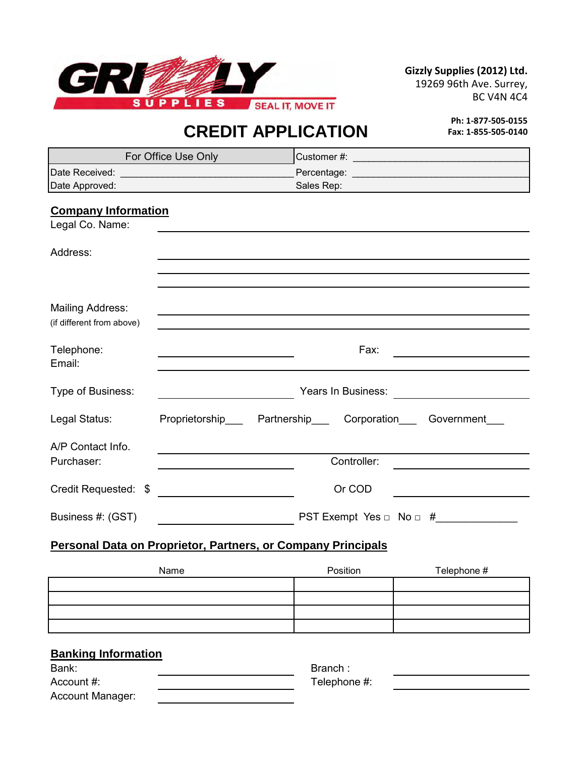GRIZZLY SUPPLIES — SEAL IT, MOVE IT

**Gizzly Supplies (2012) Ltd.**
19269 96th Ave. Surrey,
BC V4N 4C4

**Ph: 1-877-505-0155**
**Fax: 1-855-505-0140**

# CREDIT APPLICATION

| For Office Use Only | Customer #: ______________________________ |
|---|---|
| Date Received: ______________________________ | Percentage: ______________________________ |
| Date Approved: | Sales Rep: |

## Company Information

Legal Co. Name: ______________________________

Address: ______________________________
______________________________
______________________________

Mailing Address: ______________________________
(if different from above) ______________________________

Telephone: ______________________ Fax: ______________________
Email: ______________________________

Type of Business: ______________________ Years In Business: ______________________

Legal Status: Proprietorship___ Partnership___ Corporation___ Government___

A/P Contact Info. ______________________________
Purchaser: ______________________ Controller: ______________________

Credit Requested: $ ______________________ Or COD ______________________

Business #: (GST) ______________________ PST Exempt Yes □ No □ #_____________

## Personal Data on Proprietor, Partners, or Company Principals

| Name | Position | Telephone # |
|---|---|---|
| | | |
| | | |
| | | |
| | | |

## Banking Information

Bank: ______________________ Branch : ______________________
Account #: ______________________ Telephone #: ______________________
Account Manager: ______________________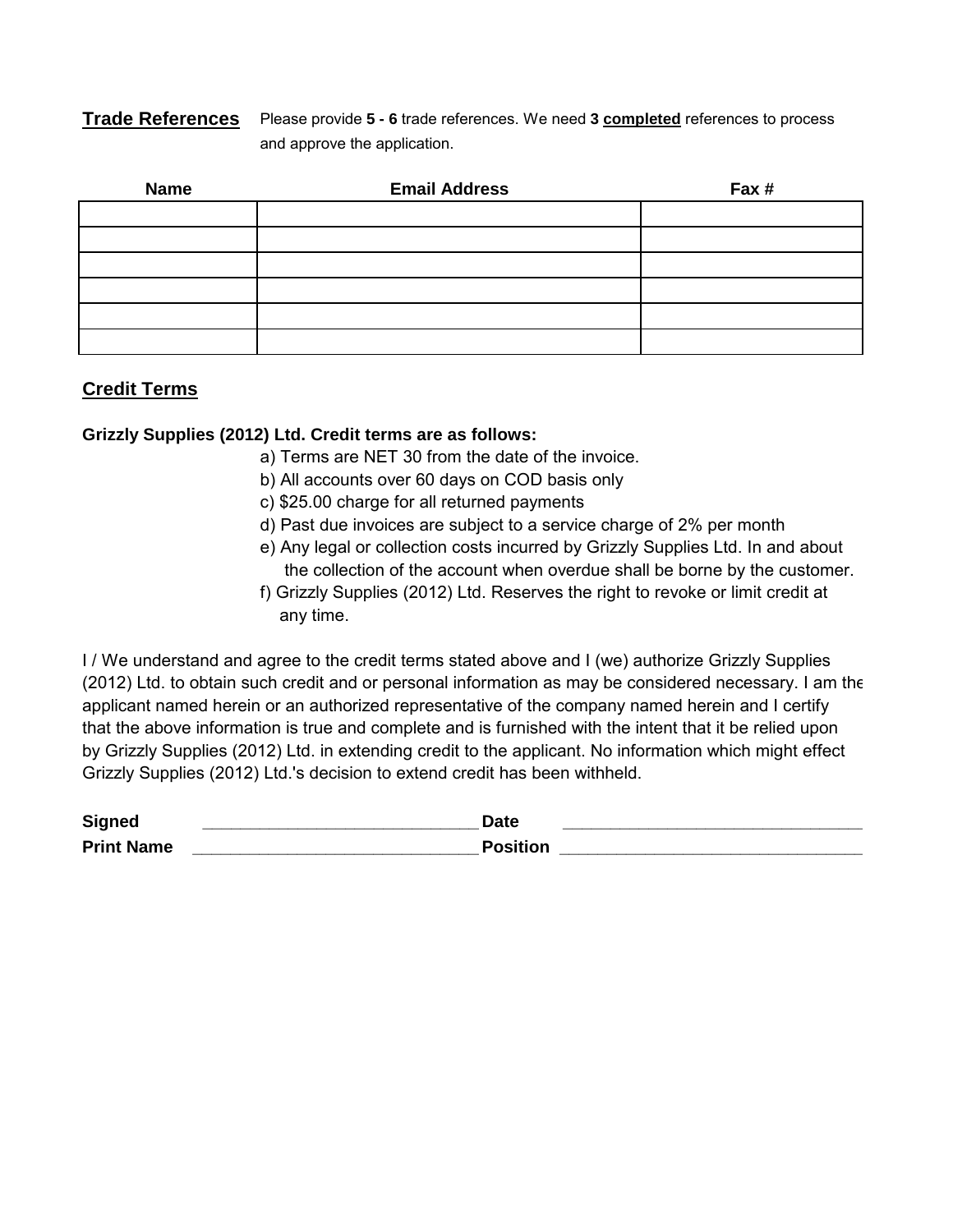## Trade References

Please provide **5 - 6** trade references. We need **3 completed** references to process and approve the application.

| Name | Email Address | Fax # |
|---|---|---|
| | | |
| | | |
| | | |
| | | |
| | | |
| | | |

## Credit Terms

**Grizzly Supplies (2012) Ltd. Credit terms are as follows:**

a) Terms are NET 30 from the date of the invoice.
b) All accounts over 60 days on COD basis only
c) $25.00 charge for all returned payments
d) Past due invoices are subject to a service charge of 2% per month
e) Any legal or collection costs incurred by Grizzly Supplies Ltd. In and about the collection of the account when overdue shall be borne by the customer.
f) Grizzly Supplies (2012) Ltd. Reserves the right to revoke or limit credit at any time.

I / We understand and agree to the credit terms stated above and I (we) authorize Grizzly Supplies (2012) Ltd. to obtain such credit and or personal information as may be considered necessary. I am the applicant named herein or an authorized representative of the company named herein and I certify that the above information is true and complete and is furnished with the intent that it be relied upon by Grizzly Supplies (2012) Ltd. in extending credit to the applicant. No information which might effect Grizzly Supplies (2012) Ltd.'s decision to extend credit has been withheld.

**Signed** ______________________________ **Date** ________________________________
**Print Name** ______________________________ **Position** ________________________________